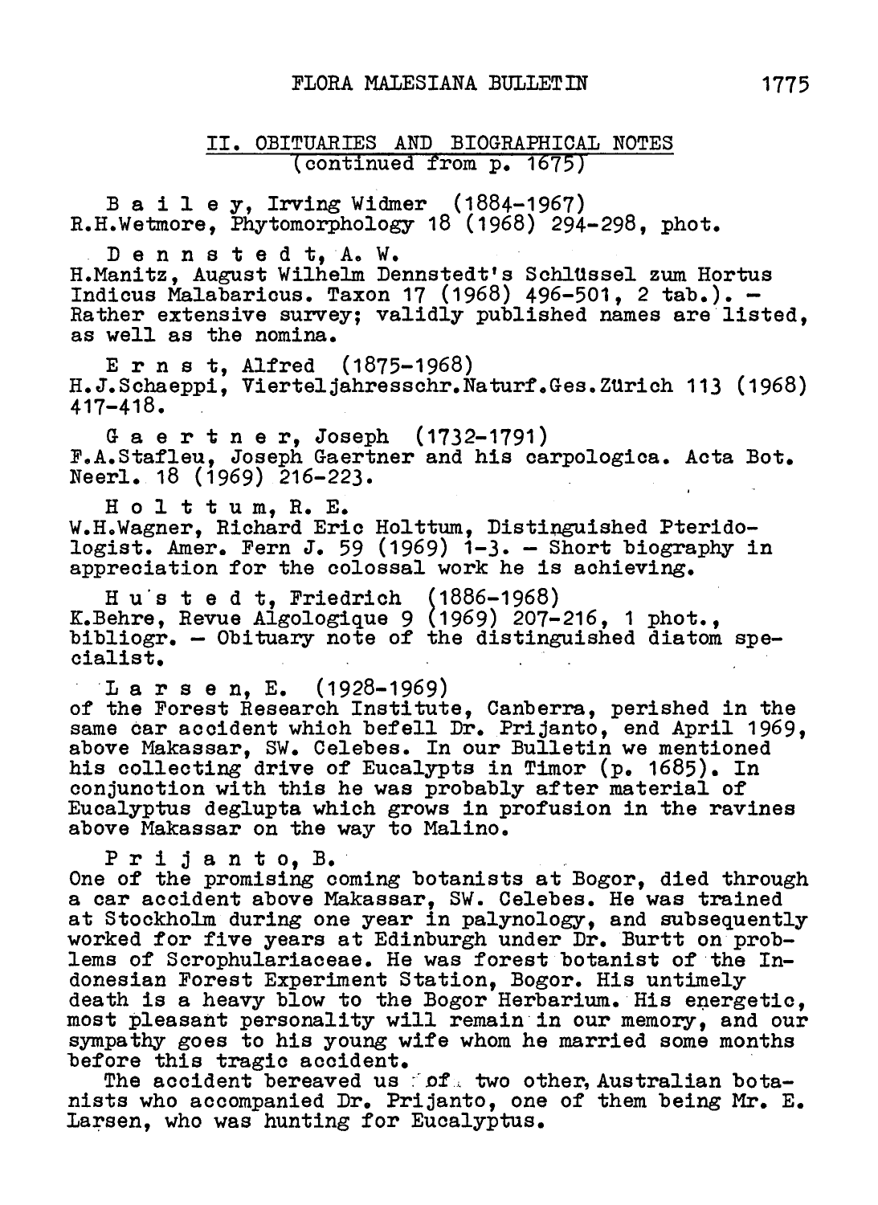## II. OBITUARIES AND BIOGRAPHICAL NOTES
(continued from p. 1675)

B a i l e y, Irving Widmer (1884-1967)
R.H.Wetmore, Phytomorphology 18 (1968) 294-298, phot.

D e n n s t e d t, A. W.
H.Manitz, August Wilhelm Dennstedt's Schlüssel zum Hortus Indicus Malabaricus. Taxon 17 (1968) 496-501, 2 tab.). — Rather extensive survey; validly published names are listed, as well as the nomina.

E r n s t, Alfred (1875-1968)
H.J.Schaeppi, Vierteljahresschr.Naturf.Ges.Zürich 113 (1968) 417-418.

G a e r t n e r, Joseph (1732-1791)
F.A.Stafleu, Joseph Gaertner and his carpologica. Acta Bot. Neerl. 18 (1969) 216-223.

H o l t t u m, R. E.
W.H.Wagner, Richard Eric Holttum, Distinguished Pteridologist. Amer. Fern J. 59 (1969) 1-3. — Short biography in appreciation for the colossal work he is achieving.

H u s t e d t, Friedrich (1886-1968)
K.Behre, Revue Algologique 9 (1969) 207-216, 1 phot., bibliogr. — Obituary note of the distinguished diatom specialist.

L a r s e n, E. (1928-1969)
of the Forest Research Institute, Canberra, perished in the same car accident which befell Dr. Prijanto, end April 1969, above Makassar, SW. Celebes. In our Bulletin we mentioned his collecting drive of Eucalypts in Timor (p. 1685). In conjunction with this he was probably after material of Eucalyptus deglupta which grows in profusion in the ravines above Makassar on the way to Malino.

P r i j a n t o, B.
One of the promising coming botanists at Bogor, died through a car accident above Makassar, SW. Celebes. He was trained at Stockholm during one year in palynology, and subsequently worked for five years at Edinburgh under Dr. Burtt on problems of Scrophulariaceae. He was forest botanist of the Indonesian Forest Experiment Station, Bogor. His untimely death is a heavy blow to the Bogor Herbarium. His energetic, most pleasant personality will remain in our memory, and our sympathy goes to his young wife whom he married some months before this tragic accident.
The accident bereaved us of two other, Australian botanists who accompanied Dr. Prijanto, one of them being Mr. E. Larsen, who was hunting for Eucalyptus.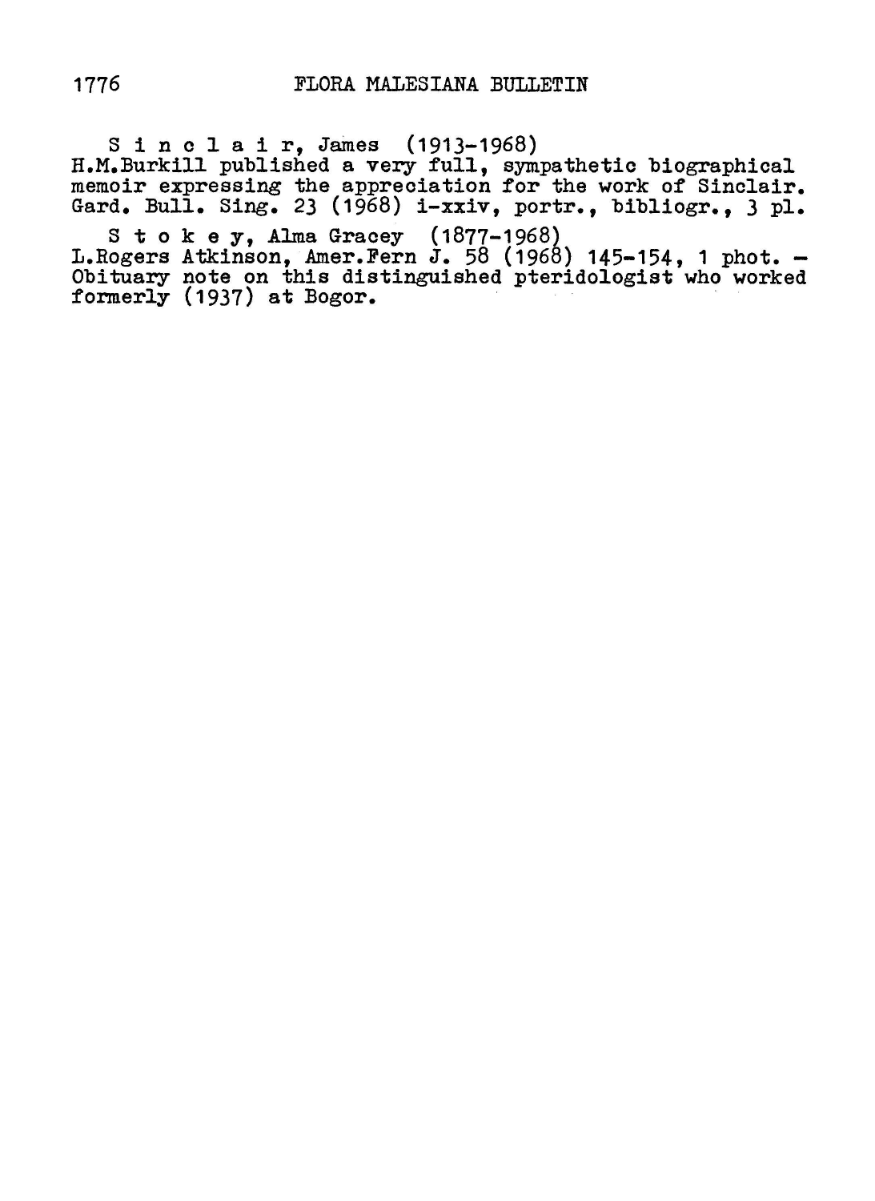Sinclair, James (1913-1968)
H.M.Burkill published a very full, sympathetic biographical memoir expressing the appreciation for the work of Sinclair. Gard. Bull. Sing. 23 (1968) i-xxiv, portr., bibliogr., 3 pl.

Stokey, Alma Gracey (1877-1968)
L.Rogers Atkinson, Amer.Fern J. 58 (1968) 145-154, 1 phot. — Obituary note on this distinguished pteridologist who worked formerly (1937) at Bogor.